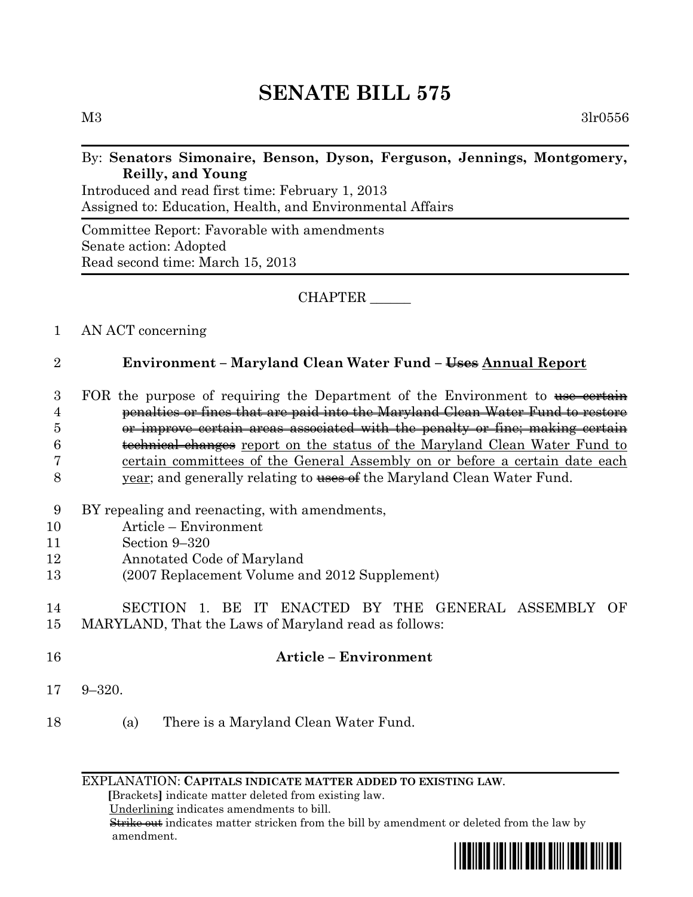# SENATE BILL 575

M3 3lr0556

By: **Senators Simonaire, Benson, Dyson, Ferguson, Jennings, Montgomery, Reilly, and Young**
Introduced and read first time: February 1, 2013
Assigned to: Education, Health, and Environmental Affairs

Committee Report: Favorable with amendments
Senate action: Adopted
Read second time: March 15, 2013

CHAPTER ______

1 AN ACT concerning

2 **Environment – Maryland Clean Water Fund – ~~Uses~~ Annual Report**

3 FOR the purpose of requiring the Department of the Environment to ~~use certain~~
4 ~~penalties or fines that are paid into the Maryland Clean Water Fund to restore~~
5 ~~or improve certain areas associated with the penalty or fine; making certain~~
6 ~~technical changes~~ report on the status of the Maryland Clean Water Fund to
7 certain committees of the General Assembly on or before a certain date each
8 year; and generally relating to ~~uses of~~ the Maryland Clean Water Fund.

9 BY repealing and reenacting, with amendments,
10 Article – Environment
11 Section 9–320
12 Annotated Code of Maryland
13 (2007 Replacement Volume and 2012 Supplement)

14 SECTION 1. BE IT ENACTED BY THE GENERAL ASSEMBLY OF
15 MARYLAND, That the Laws of Maryland read as follows:

16 **Article – Environment**

17 9–320.

18 (a) There is a Maryland Clean Water Fund.

EXPLANATION: **CAPITALS INDICATE MATTER ADDED TO EXISTING LAW.**
**[**Brackets**]** indicate matter deleted from existing law.
Underlining indicates amendments to bill.
~~Strike out~~ indicates matter stricken from the bill by amendment or deleted from the law by amendment.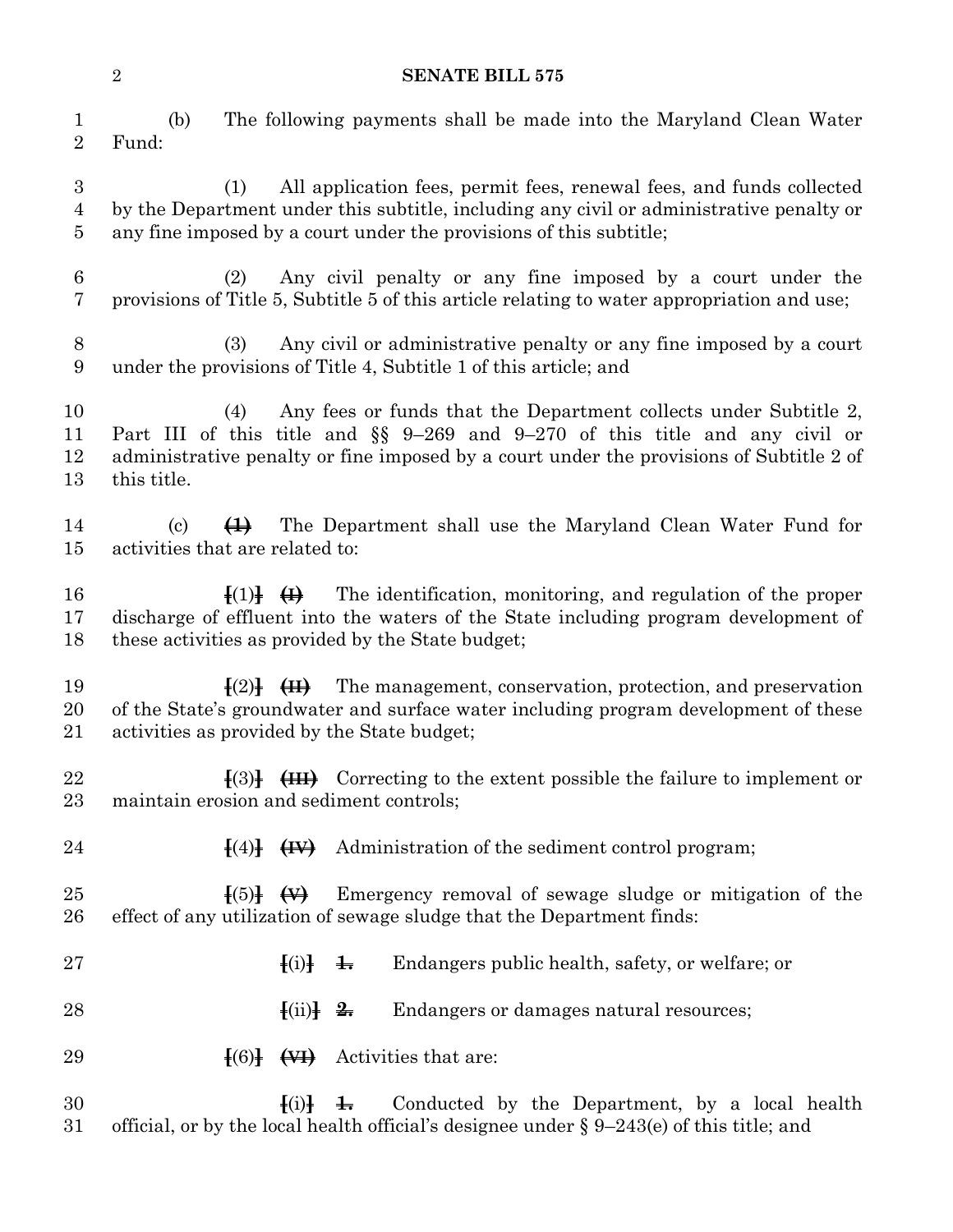(b) The following payments shall be made into the Maryland Clean Water Fund:

(1) All application fees, permit fees, renewal fees, and funds collected by the Department under this subtitle, including any civil or administrative penalty or any fine imposed by a court under the provisions of this subtitle;

(2) Any civil penalty or any fine imposed by a court under the provisions of Title 5, Subtitle 5 of this article relating to water appropriation and use;

(3) Any civil or administrative penalty or any fine imposed by a court under the provisions of Title 4, Subtitle 1 of this article; and

(4) Any fees or funds that the Department collects under Subtitle 2, Part III of this title and §§ 9–269 and 9–270 of this title and any civil or administrative penalty or fine imposed by a court under the provisions of Subtitle 2 of this title.

(c) ~~(1)~~ The Department shall use the Maryland Clean Water Fund for activities that are related to:

[(1)] ~~(I)~~ The identification, monitoring, and regulation of the proper discharge of effluent into the waters of the State including program development of these activities as provided by the State budget;

[(2)] ~~(II)~~ The management, conservation, protection, and preservation of the State's groundwater and surface water including program development of these activities as provided by the State budget;

[(3)] ~~(III)~~ Correcting to the extent possible the failure to implement or maintain erosion and sediment controls;

[(4)] ~~(IV)~~ Administration of the sediment control program;

[(5)] ~~(V)~~ Emergency removal of sewage sludge or mitigation of the effect of any utilization of sewage sludge that the Department finds:

[(i)] ~~1.~~ Endangers public health, safety, or welfare; or

[(ii)] ~~2.~~ Endangers or damages natural resources;

[(6)] ~~(VI)~~ Activities that are:

[(i)] ~~1.~~ Conducted by the Department, by a local health official, or by the local health official's designee under § 9–243(e) of this title; and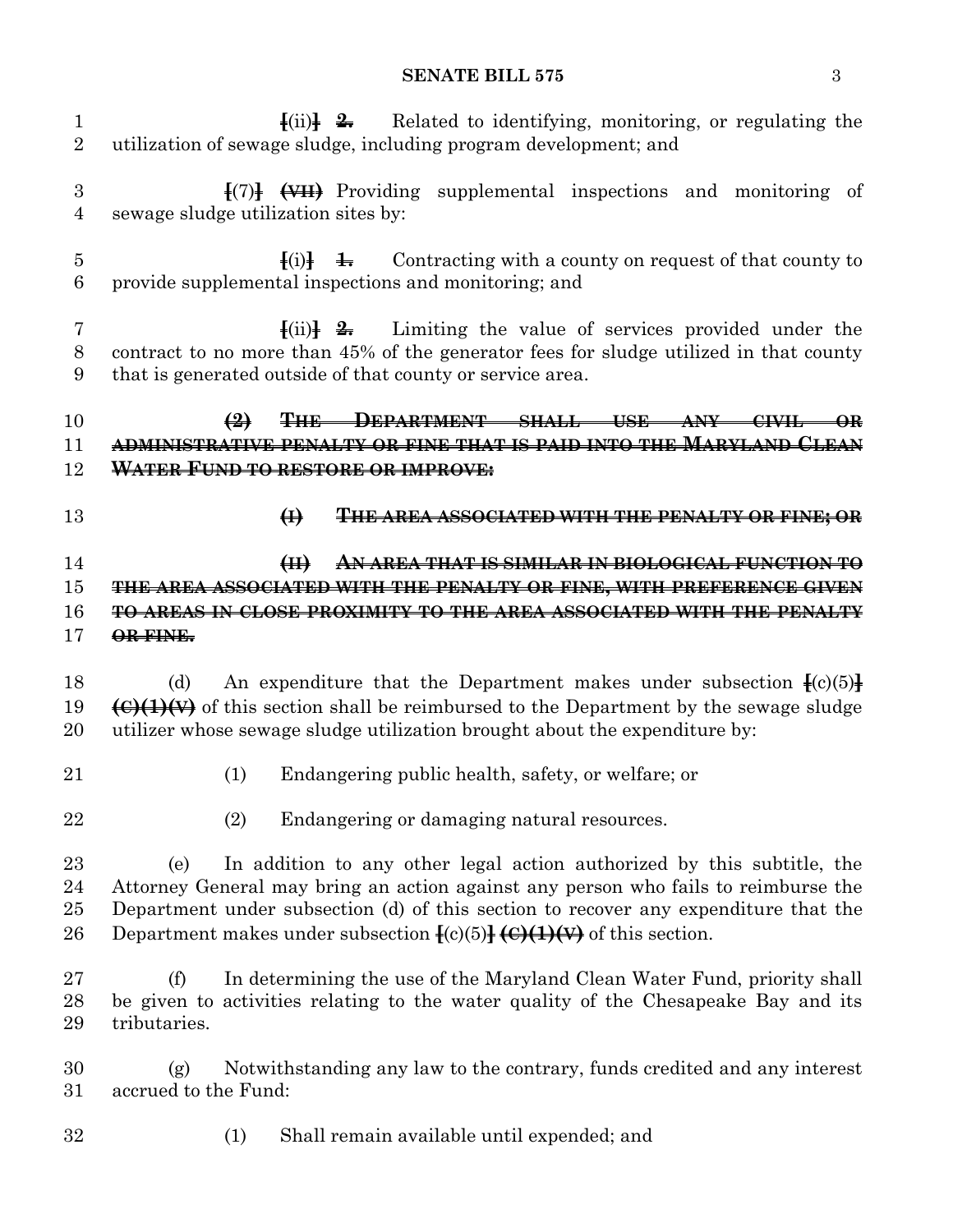[(ii)] ~~2.~~ Related to identifying, monitoring, or regulating the utilization of sewage sludge, including program development; and

[(7)] ~~(VII)~~ Providing supplemental inspections and monitoring of sewage sludge utilization sites by:

[(i)] ~~1.~~ Contracting with a county on request of that county to provide supplemental inspections and monitoring; and

[(ii)] ~~2.~~ Limiting the value of services provided under the contract to no more than 45% of the generator fees for sludge utilized in that county that is generated outside of that county or service area.

~~**(2) THE DEPARTMENT SHALL USE ANY CIVIL OR ADMINISTRATIVE PENALTY OR FINE THAT IS PAID INTO THE MARYLAND CLEAN WATER FUND TO RESTORE OR IMPROVE:**~~

~~**(I) THE AREA ASSOCIATED WITH THE PENALTY OR FINE; OR**~~

~~**(II) AN AREA THAT IS SIMILAR IN BIOLOGICAL FUNCTION TO THE AREA ASSOCIATED WITH THE PENALTY OR FINE, WITH PREFERENCE GIVEN TO AREAS IN CLOSE PROXIMITY TO THE AREA ASSOCIATED WITH THE PENALTY OR FINE.**~~

(d) An expenditure that the Department makes under subsection [(c)(5)] ~~(C)(1)(V)~~ of this section shall be reimbursed to the Department by the sewage sludge utilizer whose sewage sludge utilization brought about the expenditure by:

(1) Endangering public health, safety, or welfare; or

(2) Endangering or damaging natural resources.

(e) In addition to any other legal action authorized by this subtitle, the Attorney General may bring an action against any person who fails to reimburse the Department under subsection (d) of this section to recover any expenditure that the Department makes under subsection [(c)(5)] ~~(C)(1)(V)~~ of this section.

(f) In determining the use of the Maryland Clean Water Fund, priority shall be given to activities relating to the water quality of the Chesapeake Bay and its tributaries.

(g) Notwithstanding any law to the contrary, funds credited and any interest accrued to the Fund:

(1) Shall remain available until expended; and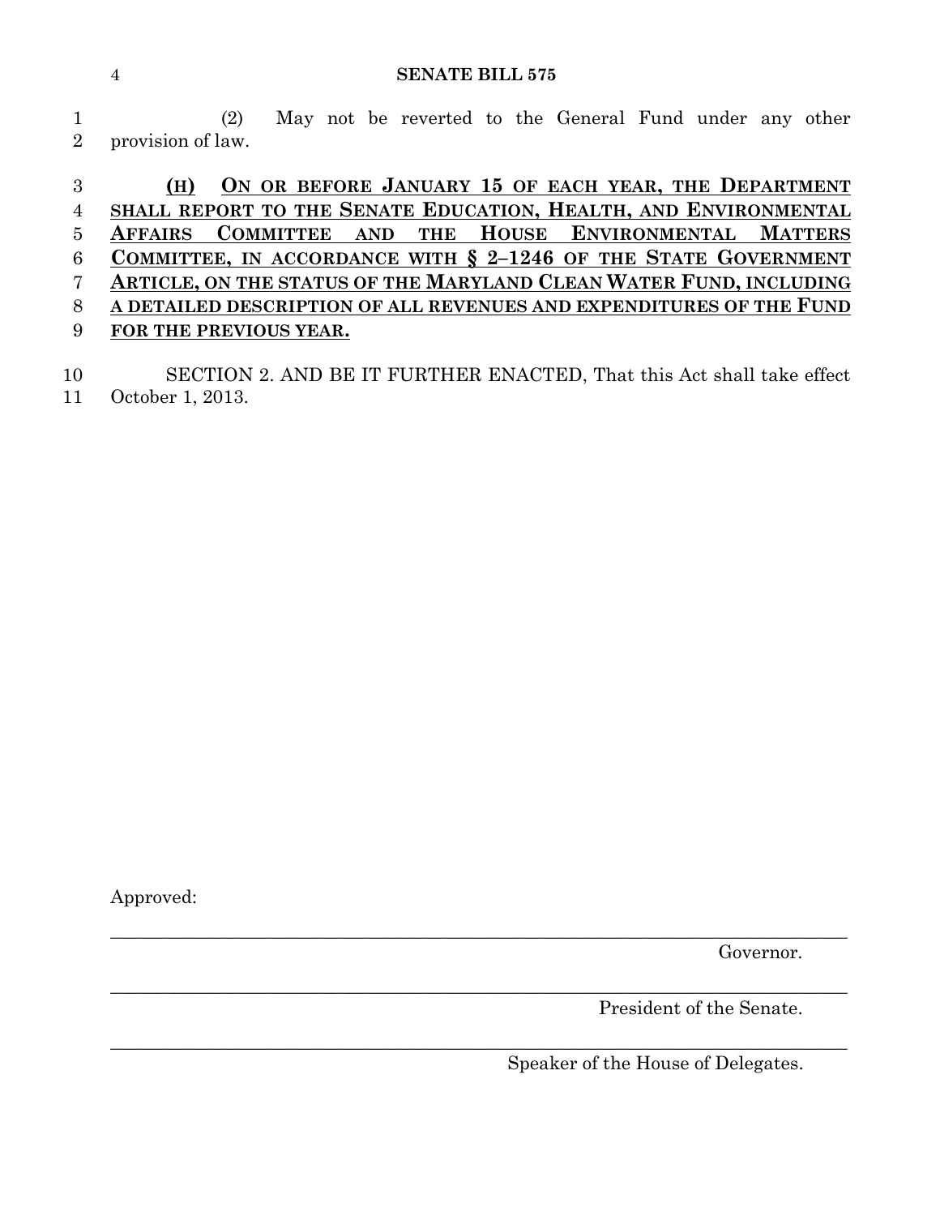(2) May not be reverted to the General Fund under any other provision of law.

**(H) ON OR BEFORE JANUARY 15 OF EACH YEAR, THE DEPARTMENT SHALL REPORT TO THE SENATE EDUCATION, HEALTH, AND ENVIRONMENTAL AFFAIRS COMMITTEE AND THE HOUSE ENVIRONMENTAL MATTERS COMMITTEE, IN ACCORDANCE WITH § 2–1246 OF THE STATE GOVERNMENT ARTICLE, ON THE STATUS OF THE MARYLAND CLEAN WATER FUND, INCLUDING A DETAILED DESCRIPTION OF ALL REVENUES AND EXPENDITURES OF THE FUND FOR THE PREVIOUS YEAR.**

SECTION 2. AND BE IT FURTHER ENACTED, That this Act shall take effect October 1, 2013.

Approved:

________________________________________

Governor.

________________________________________

President of the Senate.

________________________________________

Speaker of the House of Delegates.